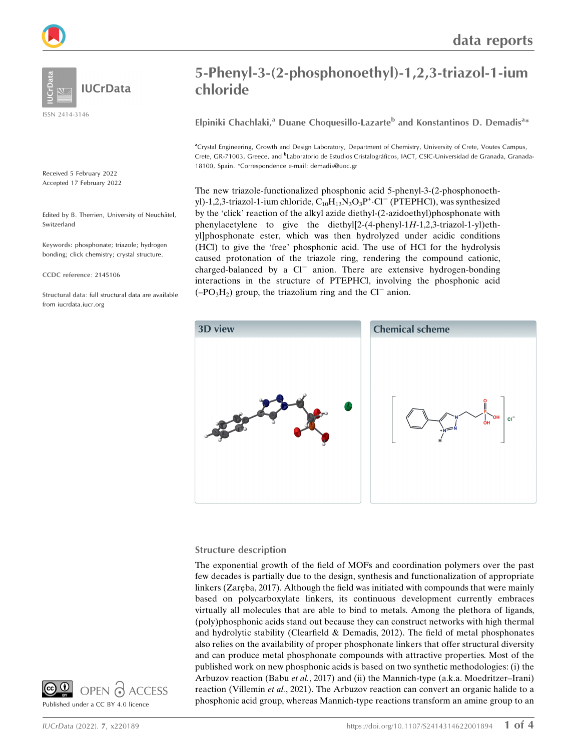# 5-Phenyl-3-(2-phosphonoethyl)-1,2,3-triazol-1-ium chloride

**Elpiniki Chachlaki,[a] Duane Choquesillo-Lazarte[b] and Konstantinos D. Demadis[a]***

[a]Crystal Engineering, Growth and Design Laboratory, Department of Chemistry, University of Crete, Voutes Campus, Crete, GR-71003, Greece, and [b]Laboratorio de Estudios Cristalográficos, IACT, CSIC-Universidad de Granada, Granada-18100, Spain. *Correspondence e-mail: demadis@uoc.gr

ISSN 2414-3146

Received 5 February 2022
Accepted 17 February 2022

Edited by B. Therrien, University of Neuchâtel, Switzerland

**Keywords:** phosphonate; triazole; hydrogen bonding; click chemistry; crystal structure.

**CCDC reference**: 2145106

**Structural data**: full structural data are available from iucrdata.iucr.org

Published under a CC BY 4.0 licence

The new triazole-functionalized phosphonic acid 5-phenyl-3-(2-phosphonoethyl)-1,2,3-triazol-1-ium chloride, $C_{10}H_{13}N_3O_3P^+\cdot Cl^-$ (PTEPHCl), was synthesized by the 'click' reaction of the alkyl azide diethyl-(2-azidoethyl)phosphonate with phenylacetylene to give the diethyl[2-(4-phenyl-1*H*-1,2,3-triazol-1-yl)ethyl]phosphonate ester, which was then hydrolyzed under acidic conditions (HCl) to give the 'free' phosphonic acid. The use of HCl for the hydrolysis caused protonation of the triazole ring, rendering the compound cationic, charged-balanced by a $Cl^-$ anion. There are extensive hydrogen-bonding interactions in the structure of PTEPHCl, involving the phosphonic acid ($-PO_3H_2$) group, the triazolium ring and the $Cl^-$ anion.

**3D view**

**Chemical scheme**

## Structure description

The exponential growth of the field of MOFs and coordination polymers over the past few decades is partially due to the design, synthesis and functionalization of appropriate linkers (Zaręba, 2017). Although the field was initiated with compounds that were mainly based on polycarboxylate linkers, its continuous development currently embraces virtually all molecules that are able to bind to metals. Among the plethora of ligands, (poly)phosphonic acids stand out because they can construct networks with high thermal and hydrolytic stability (Clearfield & Demadis, 2012). The field of metal phosphonates also relies on the availability of proper phosphonate linkers that offer structural diversity and can produce metal phosphonate compounds with attractive properties. Most of the published work on new phosphonic acids is based on two synthetic methodologies: (i) the Arbuzov reaction (Babu *et al.*, 2017) and (ii) the Mannich-type (a.k.a. Moedritzer–Irani) reaction (Villemin *et al.*, 2021). The Arbuzov reaction can convert an organic halide to a phosphonic acid group, whereas Mannich-type reactions transform an amine group to an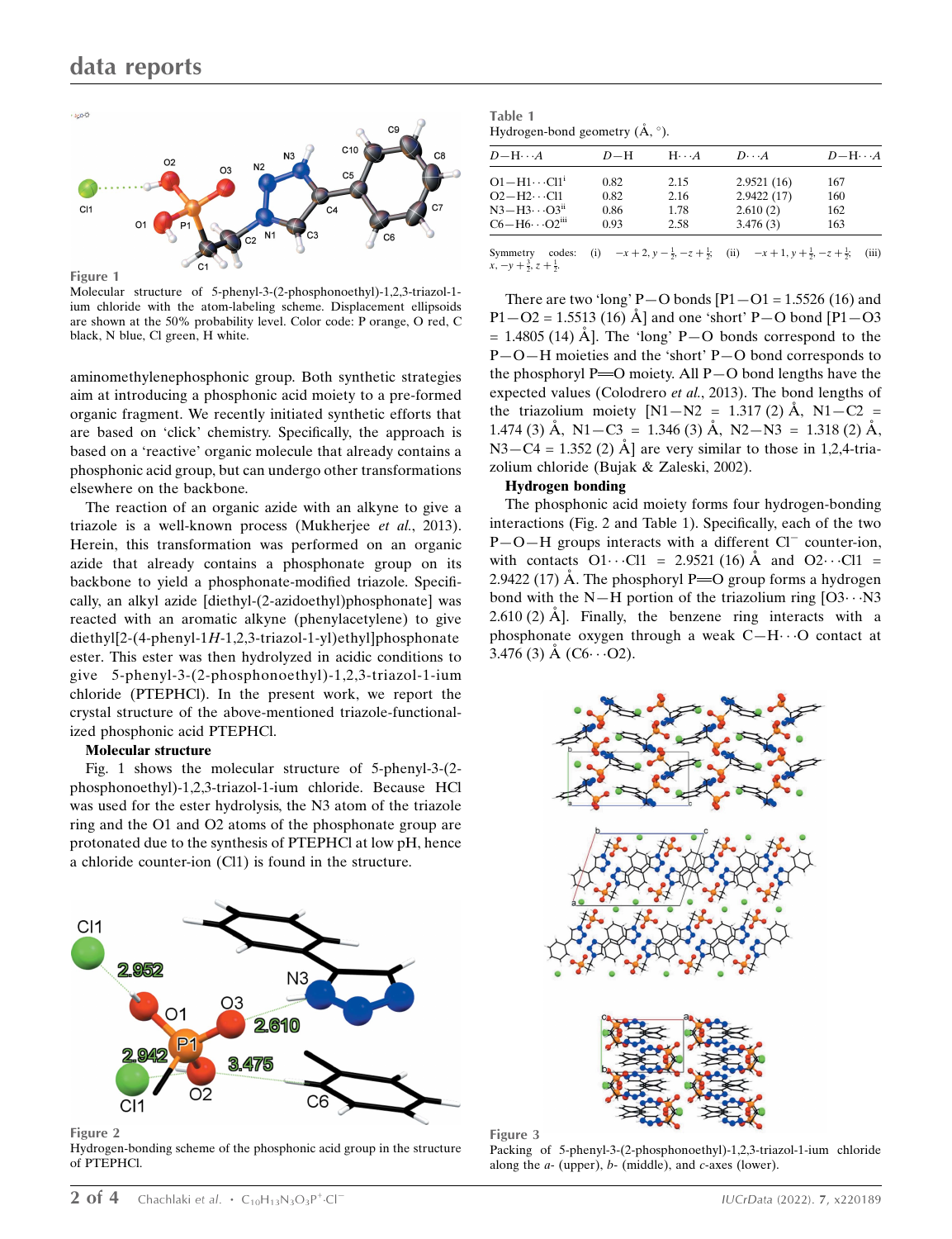Figure 1
Molecular structure of 5-phenyl-3-(2-phosphonoethyl)-1,2,3-triazol-1-ium chloride with the atom-labeling scheme. Displacement ellipsoids are shown at the 50% probability level. Color code: P orange, O red, C black, N blue, Cl green, H white.

aminomethylenephosphonic group. Both synthetic strategies aim at introducing a phosphonic acid moiety to a pre-formed organic fragment. We recently initiated synthetic efforts that are based on 'click' chemistry. Specifically, the approach is based on a 'reactive' organic molecule that already contains a phosphonic acid group, but can undergo other transformations elsewhere on the backbone.

The reaction of an organic azide with an alkyne to give a triazole is a well-known process (Mukherjee *et al.*, 2013). Herein, this transformation was performed on an organic azide that already contains a phosphonate group on its backbone to yield a phosphonate-modified triazole. Specifically, an alkyl azide [diethyl-(2-azidoethyl)phosphonate] was reacted with an aromatic alkyne (phenylacetylene) to give diethyl[2-(4-phenyl-1*H*-1,2,3-triazol-1-yl)ethyl]phosphonate ester. This ester was then hydrolyzed in acidic conditions to give 5-phenyl-3-(2-phosphonoethyl)-1,2,3-triazol-1-ium chloride (PTEPHCl). In the present work, we report the crystal structure of the above-mentioned triazole-functionalized phosphonic acid PTEPHCl.

**Molecular structure**

Fig. 1 shows the molecular structure of 5-phenyl-3-(2-phosphonoethyl)-1,2,3-triazol-1-ium chloride. Because HCl was used for the ester hydrolysis, the N3 atom of the triazole ring and the O1 and O2 atoms of the phosphonate group are protonated due to the synthesis of PTEPHCl at low pH, hence a chloride counter-ion (Cl1) is found in the structure.

Figure 2
Hydrogen-bonding scheme of the phosphonic acid group in the structure of PTEPHCl.

Table 1
Hydrogen-bond geometry (Å, °).

| $D$—H···$A$ | $D$—H | H···$A$ | $D$···$A$ | $D$—H···$A$ |
|---|---|---|---|---|
| O1—H1···Cl1[i] | 0.82 | 2.15 | 2.9521 (16) | 167 |
| O2—H2···Cl1 | 0.82 | 2.16 | 2.9422 (17) | 160 |
| N3—H3···O3[ii] | 0.86 | 1.78 | 2.610 (2) | 162 |
| C6—H6···O2[iii] | 0.93 | 2.58 | 3.476 (3) | 163 |

Symmetry codes: (i) $-x+2, y-\frac{1}{2}, -z+\frac{1}{2}$; (ii) $-x+1, y+\frac{1}{2}, -z+\frac{1}{2}$; (iii) $x, -y+\frac{3}{2}, z+\frac{1}{2}$.

There are two 'long' P—O bonds [P1—O1 = 1.5526 (16) and P1—O2 = 1.5513 (16) Å] and one 'short' P—O bond [P1—O3 = 1.4805 (14) Å]. The 'long' P—O bonds correspond to the P—O—H moieties and the 'short' P—O bond corresponds to the phosphoryl P=O moiety. All P—O bond lengths have the expected values (Colodrero *et al.*, 2013). The bond lengths of the triazolium moiety [N1—N2 = 1.317 (2) Å, N1—C2 = 1.474 (3) Å, N1—C3 = 1.346 (3) Å, N2—N3 = 1.318 (2) Å, N3—C4 = 1.352 (2) Å] are very similar to those in 1,2,4-triazolium chloride (Bujak & Zaleski, 2002).

**Hydrogen bonding**

The phosphonic acid moiety forms four hydrogen-bonding interactions (Fig. 2 and Table 1). Specifically, each of the two P—O—H groups interacts with a different $Cl^-$ counter-ion, with contacts O1···Cl1 = 2.9521 (16) Å and O2···Cl1 = 2.9422 (17) Å. The phosphoryl P=O group forms a hydrogen bond with the N—H portion of the triazolium ring [O3···N3 2.610 (2) Å]. Finally, the benzene ring interacts with a phosphonate oxygen through a weak C—H···O contact at 3.476 (3) Å (C6···O2).

Figure 3
Packing of 5-phenyl-3-(2-phosphonoethyl)-1,2,3-triazol-1-ium chloride along the *a*- (upper), *b*- (middle), and *c*-axes (lower).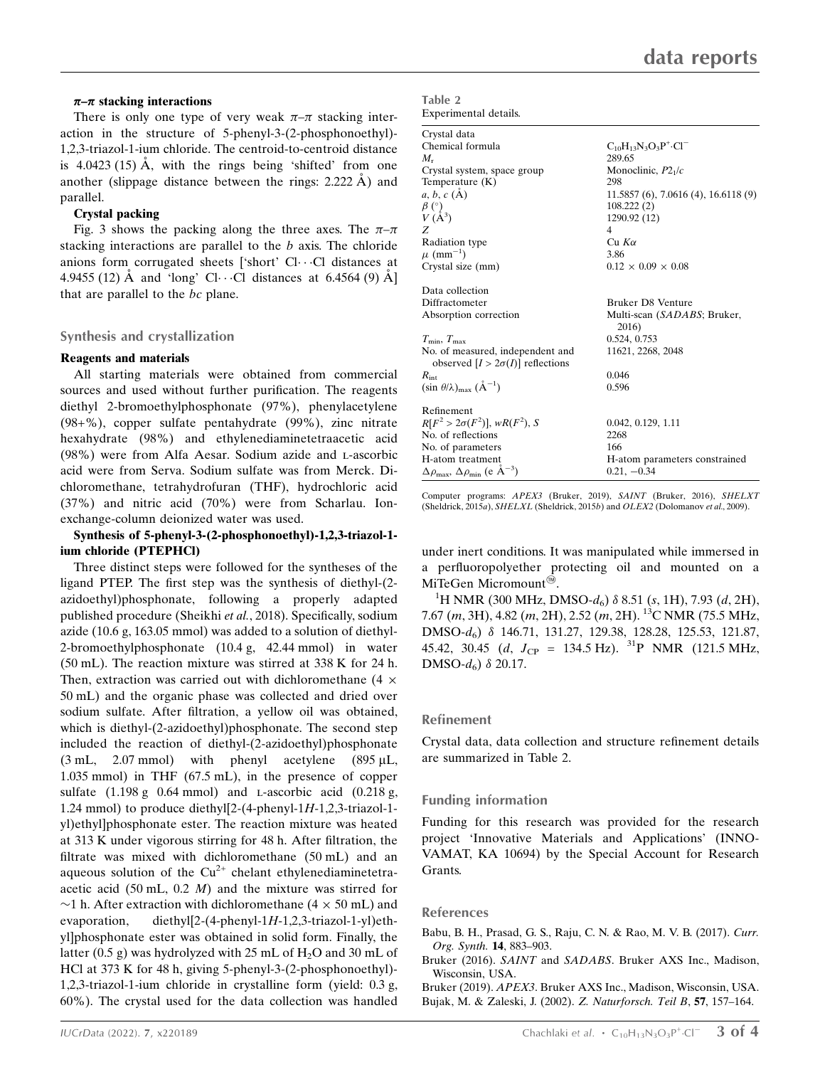#### $\pi$–$\pi$ stacking interactions

There is only one type of very weak $\pi$–$\pi$ stacking interaction in the structure of 5-phenyl-3-(2-phosphonoethyl)-1,2,3-triazol-1-ium chloride. The centroid-to-centroid distance is 4.0423 (15) Å, with the rings being 'shifted' from one another (slippage distance between the rings: 2.222 Å) and parallel.

#### Crystal packing

Fig. 3 shows the packing along the three axes. The $\pi$–$\pi$ stacking interactions are parallel to the *b* axis. The chloride anions form corrugated sheets ['short' Cl⋯Cl distances at 4.9455 (12) Å and 'long' Cl⋯Cl distances at 6.4564 (9) Å] that are parallel to the *bc* plane.

## Synthesis and crystallization

#### Reagents and materials

All starting materials were obtained from commercial sources and used without further purification. The reagents diethyl 2-bromoethylphosphonate (97%), phenylacetylene (98+%), copper sulfate pentahydrate (99%), zinc nitrate hexahydrate (98%) and ethylenediaminetetraacetic acid (98%) were from Alfa Aesar. Sodium azide and L-ascorbic acid were from Serva. Sodium sulfate was from Merck. Dichloromethane, tetrahydrofuran (THF), hydrochloric acid (37%) and nitric acid (70%) were from Scharlau. Ion-exchange-column deionized water was used.

#### Synthesis of 5-phenyl-3-(2-phosphonoethyl)-1,2,3-triazol-1-ium chloride (PTEPHCl)

Three distinct steps were followed for the syntheses of the ligand PTEP. The first step was the synthesis of diethyl-(2-azidoethyl)phosphonate, following a properly adapted published procedure (Sheikhi *et al.*, 2018). Specifically, sodium azide (10.6 g, 163.05 mmol) was added to a solution of diethyl-2-bromoethylphosphonate (10.4 g, 42.44 mmol) in water (50 mL). The reaction mixture was stirred at 338 K for 24 h. Then, extraction was carried out with dichloromethane (4 × 50 mL) and the organic phase was collected and dried over sodium sulfate. After filtration, a yellow oil was obtained, which is diethyl-(2-azidoethyl)phosphonate. The second step included the reaction of diethyl-(2-azidoethyl)phosphonate (3 mL, 2.07 mmol) with phenyl acetylene (895 µL, 1.035 mmol) in THF (67.5 mL), in the presence of copper sulfate (1.198 g 0.64 mmol) and L-ascorbic acid (0.218 g, 1.24 mmol) to produce diethyl[2-(4-phenyl-1*H*-1,2,3-triazol-1-yl)ethyl]phosphonate ester. The reaction mixture was heated at 313 K under vigorous stirring for 48 h. After filtration, the filtrate was mixed with dichloromethane (50 mL) and an aqueous solution of the $Cu^{2+}$ chelant ethylenediaminetetraacetic acid (50 mL, 0.2 *M*) and the mixture was stirred for ~1 h. After extraction with dichloromethane (4 × 50 mL) and evaporation, diethyl[2-(4-phenyl-1*H*-1,2,3-triazol-1-yl)ethyl]phosphonate ester was obtained in solid form. Finally, the latter (0.5 g) was hydrolyzed with 25 mL of $H_2O$ and 30 mL of HCl at 373 K for 48 h, giving 5-phenyl-3-(2-phosphonoethyl)-1,2,3-triazol-1-ium chloride in crystalline form (yield: 0.3 g, 60%). The crystal used for the data collection was handled under inert conditions. It was manipulated while immersed in a perfluoropolyether protecting oil and mounted on a MiTeGen Micromount®.

$^1$H NMR (300 MHz, DMSO-$d_6$) $\delta$ 8.51 (*s*, 1H), 7.93 (*d*, 2H), 7.67 (*m*, 3H), 4.82 (*m*, 2H), 2.52 (*m*, 2H). $^{13}$C NMR (75.5 MHz, DMSO-$d_6$) $\delta$ 146.71, 131.27, 129.38, 128.28, 125.53, 121.87, 45.42, 30.45 (*d*, $J_{CP}$ = 134.5 Hz). $^{31}$P NMR (121.5 MHz, DMSO-$d_6$) $\delta$ 20.17.

Table 2
Experimental details.

| | |
|---|---|
| **Crystal data** | |
| Chemical formula | $C_{10}H_{13}N_3O_3P^+\cdot Cl^-$ |
| $M_r$ | 289.65 |
| Crystal system, space group | Monoclinic, $P2_1/c$ |
| Temperature (K) | 298 |
| *a*, *b*, *c* (Å) | 11.5857 (6), 7.0616 (4), 16.6118 (9) |
| $\beta$ (°) | 108.222 (2) |
| $V$ (Å$^3$) | 1290.92 (12) |
| $Z$ | 4 |
| Radiation type | Cu $K\alpha$ |
| $\mu$ (mm$^{-1}$) | 3.86 |
| Crystal size (mm) | 0.12 × 0.09 × 0.08 |
| **Data collection** | |
| Diffractometer | Bruker D8 Venture |
| Absorption correction | Multi-scan (*SADABS*; Bruker, 2016) |
| $T_{min}$, $T_{max}$ | 0.524, 0.753 |
| No. of measured, independent and observed [$I > 2\sigma(I)$] reflections | 11621, 2268, 2048 |
| $R_{int}$ | 0.046 |
| $(\sin \theta/\lambda)_{max}$ (Å$^{-1}$) | 0.596 |
| **Refinement** | |
| $R[F^2 > 2\sigma(F^2)]$, $wR(F^2)$, $S$ | 0.042, 0.129, 1.11 |
| No. of reflections | 2268 |
| No. of parameters | 166 |
| H-atom treatment | H-atom parameters constrained |
| $\Delta\rho_{max}$, $\Delta\rho_{min}$ (e Å$^{-3}$) | 0.21, −0.34 |

Computer programs: *APEX3* (Bruker, 2019), *SAINT* (Bruker, 2016), *SHELXT* (Sheldrick, 2015*a*), *SHELXL* (Sheldrick, 2015*b*) and *OLEX2* (Dolomanov *et al.*, 2009).

## Refinement

Crystal data, data collection and structure refinement details are summarized in Table 2.

## Funding information

Funding for this research was provided for the research project 'Innovative Materials and Applications' (INNOVAMAT, KA 10694) by the Special Account for Research Grants.

## References

Babu, B. H., Prasad, G. S., Raju, C. N. & Rao, M. V. B. (2017). *Curr. Org. Synth.* **14**, 883–903.

Bruker (2016). *SAINT* and *SADABS*. Bruker AXS Inc., Madison, Wisconsin, USA.

Bruker (2019). *APEX3*. Bruker AXS Inc., Madison, Wisconsin, USA.

Bujak, M. & Zaleski, J. (2002). *Z. Naturforsch. Teil B*, **57**, 157–164.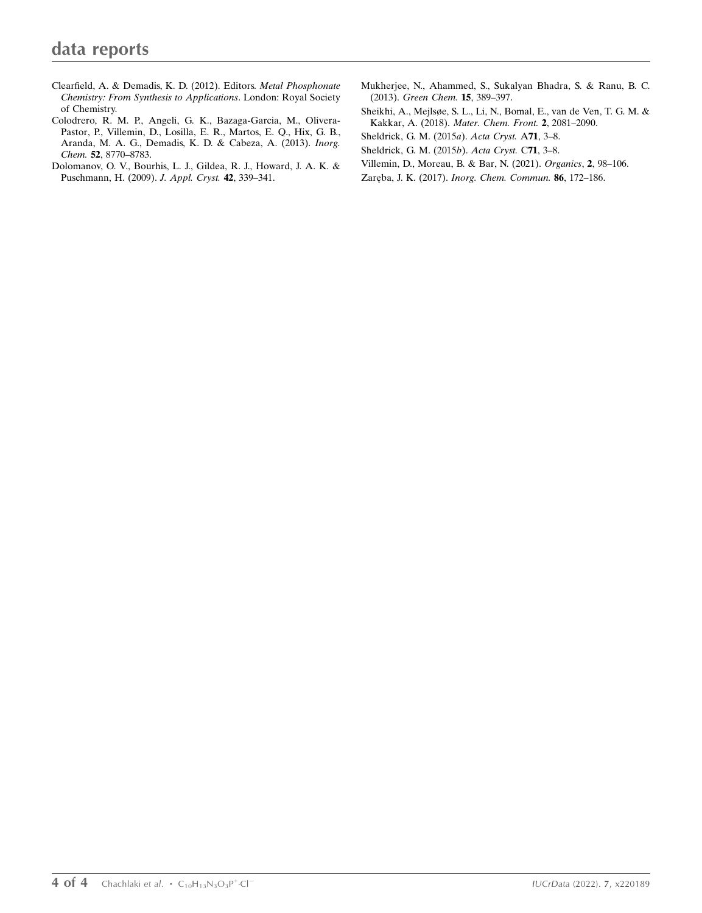Clearfield, A. & Demadis, K. D. (2012). Editors. *Metal Phosphonate Chemistry: From Synthesis to Applications*. London: Royal Society of Chemistry.

Colodrero, R. M. P., Angeli, G. K., Bazaga-Garcia, M., Olivera-Pastor, P., Villemin, D., Losilla, E. R., Martos, E. Q., Hix, G. B., Aranda, M. A. G., Demadis, K. D. & Cabeza, A. (2013). *Inorg. Chem.* **52**, 8770–8783.

Dolomanov, O. V., Bourhis, L. J., Gildea, R. J., Howard, J. A. K. & Puschmann, H. (2009). *J. Appl. Cryst.* **42**, 339–341.

Mukherjee, N., Ahammed, S., Sukalyan Bhadra, S. & Ranu, B. C. (2013). *Green Chem.* **15**, 389–397.

Sheikhi, A., Mejlsøe, S. L., Li, N., Bomal, E., van de Ven, T. G. M. & Kakkar, A. (2018). *Mater. Chem. Front.* **2**, 2081–2090.

Sheldrick, G. M. (2015*a*). *Acta Cryst.* A**71**, 3–8.

Sheldrick, G. M. (2015*b*). *Acta Cryst.* C**71**, 3–8.

Villemin, D., Moreau, B. & Bar, N. (2021). *Organics*, **2**, 98–106.

Zaręba, J. K. (2017). *Inorg. Chem. Commun.* **86**, 172–186.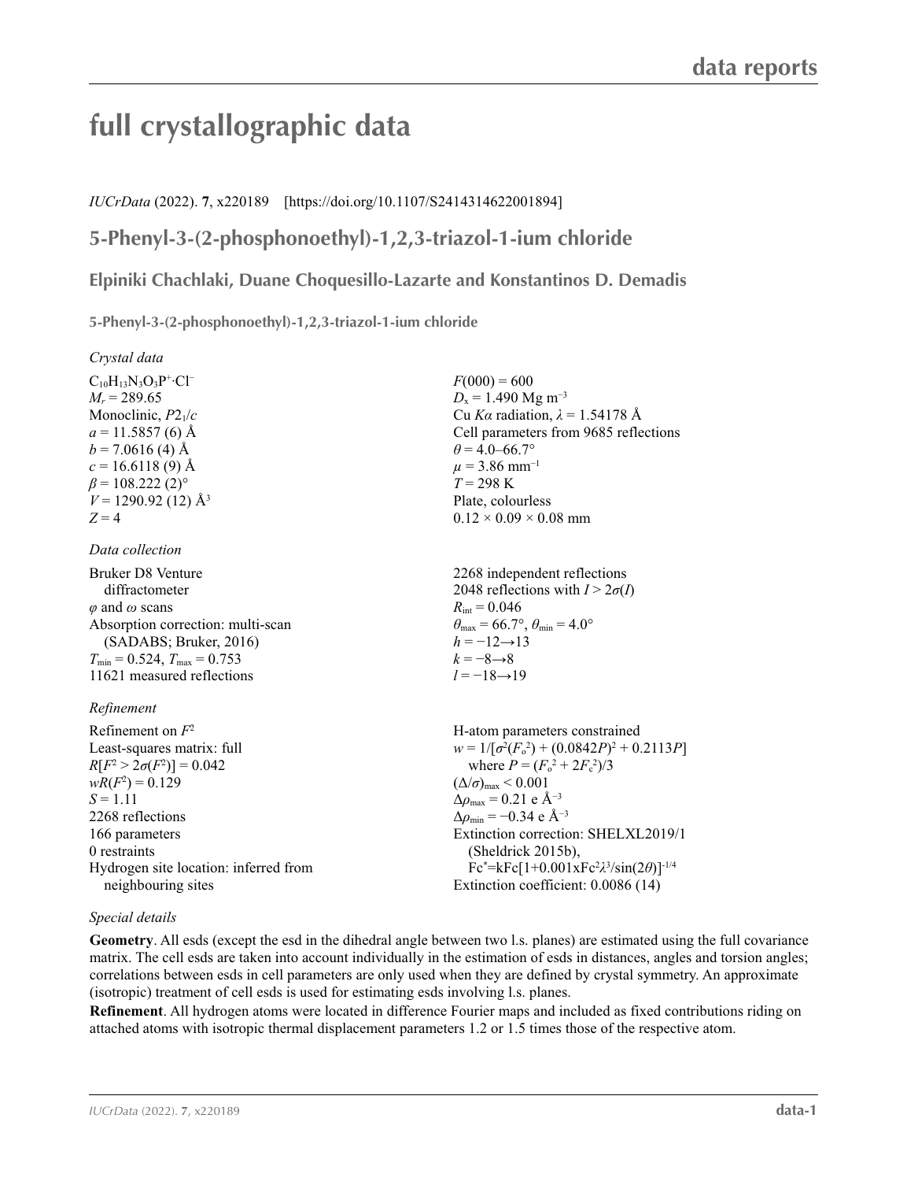# full crystallographic data

*IUCrData* (2022). **7**, x220189 [https://doi.org/10.1107/S2414314622001894]

## 5-Phenyl-3-(2-phosphonoethyl)-1,2,3-triazol-1-ium chloride

**Elpiniki Chachlaki, Duane Choquesillo-Lazarte and Konstantinos D. Demadis**

**5-Phenyl-3-(2-phosphonoethyl)-1,2,3-triazol-1-ium chloride**

### *Crystal data*

$C_{10}H_{13}N_3O_3P^+\cdot Cl^-$
$M_r = 289.65$
Monoclinic, $P2_1/c$
$a = 11.5857$ (6) Å
$b = 7.0616$ (4) Å
$c = 16.6118$ (9) Å
$\beta = 108.222$ (2)°
$V = 1290.92$ (12) Å$^3$
$Z = 4$
$F(000) = 600$
$D_x = 1.490$ Mg m$^{-3}$
Cu $K\alpha$ radiation, $\lambda = 1.54178$ Å
Cell parameters from 9685 reflections
$\theta = 4.0$–66.7°
$\mu = 3.86$ mm$^{-1}$
$T = 298$ K
Plate, colourless
0.12 × 0.09 × 0.08 mm

### *Data collection*

Bruker D8 Venture diffractometer
$\varphi$ and $\omega$ scans
Absorption correction: multi-scan (SADABS; Bruker, 2016)
$T_{min} = 0.524$, $T_{max} = 0.753$
11621 measured reflections
2268 independent reflections
2048 reflections with $I > 2\sigma(I)$
$R_{int} = 0.046$
$\theta_{max} = 66.7°$, $\theta_{min} = 4.0°$
$h = -12 \rightarrow 13$
$k = -8 \rightarrow 8$
$l = -18 \rightarrow 19$

### *Refinement*

Refinement on $F^2$
Least-squares matrix: full
$R[F^2 > 2\sigma(F^2)] = 0.042$
$wR(F^2) = 0.129$
$S = 1.11$
2268 reflections
166 parameters
0 restraints
Hydrogen site location: inferred from neighbouring sites
H-atom parameters constrained
$w = 1/[\sigma^2(F_o^2) + (0.0842P)^2 + 0.2113P]$ where $P = (F_o^2 + 2F_c^2)/3$
$(\Delta/\sigma)_{max} < 0.001$
$\Delta\rho_{max} = 0.21$ e Å$^{-3}$
$\Delta\rho_{min} = -0.34$ e Å$^{-3}$
Extinction correction: SHELXL2019/1 (Sheldrick 2015b), $Fc^* = kFc[1+0.001xFc^2\lambda^3/\sin(2\theta)]^{-1/4}$
Extinction coefficient: 0.0086 (14)

### *Special details*

**Geometry**. All esds (except the esd in the dihedral angle between two l.s. planes) are estimated using the full covariance matrix. The cell esds are taken into account individually in the estimation of esds in distances, angles and torsion angles; correlations between esds in cell parameters are only used when they are defined by crystal symmetry. An approximate (isotropic) treatment of cell esds is used for estimating esds involving l.s. planes.

**Refinement**. All hydrogen atoms were located in difference Fourier maps and included as fixed contributions riding on attached atoms with isotropic thermal displacement parameters 1.2 or 1.5 times those of the respective atom.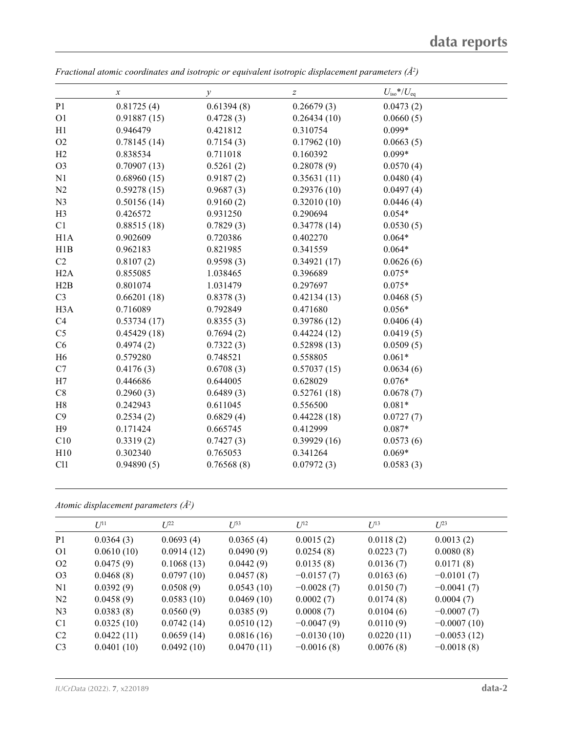*Fractional atomic coordinates and isotropic or equivalent isotropic displacement parameters (Å²)*

| | $x$ | $y$ | $z$ | $U_{iso}$*/$U_{eq}$ |
|---|---|---|---|---|
| P1 | 0.81725 (4) | 0.61394 (8) | 0.26679 (3) | 0.0473 (2) |
| O1 | 0.91887 (15) | 0.4728 (3) | 0.26434 (10) | 0.0660 (5) |
| H1 | 0.946479 | 0.421812 | 0.310754 | 0.099* |
| O2 | 0.78145 (14) | 0.7154 (3) | 0.17962 (10) | 0.0663 (5) |
| H2 | 0.838534 | 0.711018 | 0.160392 | 0.099* |
| O3 | 0.70907 (13) | 0.5261 (2) | 0.28078 (9) | 0.0570 (4) |
| N1 | 0.68960 (15) | 0.9187 (2) | 0.35631 (11) | 0.0480 (4) |
| N2 | 0.59278 (15) | 0.9687 (3) | 0.29376 (10) | 0.0497 (4) |
| N3 | 0.50156 (14) | 0.9160 (2) | 0.32010 (10) | 0.0446 (4) |
| H3 | 0.426572 | 0.931250 | 0.290694 | 0.054* |
| C1 | 0.88515 (18) | 0.7829 (3) | 0.34778 (14) | 0.0530 (5) |
| H1A | 0.902609 | 0.720386 | 0.402270 | 0.064* |
| H1B | 0.962183 | 0.821985 | 0.341559 | 0.064* |
| C2 | 0.8107 (2) | 0.9598 (3) | 0.34921 (17) | 0.0626 (6) |
| H2A | 0.855085 | 1.038465 | 0.396689 | 0.075* |
| H2B | 0.801074 | 1.031479 | 0.297697 | 0.075* |
| C3 | 0.66201 (18) | 0.8378 (3) | 0.42134 (13) | 0.0468 (5) |
| H3A | 0.716089 | 0.792849 | 0.471680 | 0.056* |
| C4 | 0.53734 (17) | 0.8355 (3) | 0.39786 (12) | 0.0406 (4) |
| C5 | 0.45429 (18) | 0.7694 (2) | 0.44224 (12) | 0.0419 (5) |
| C6 | 0.4974 (2) | 0.7322 (3) | 0.52898 (13) | 0.0509 (5) |
| H6 | 0.579280 | 0.748521 | 0.558805 | 0.061* |
| C7 | 0.4176 (3) | 0.6708 (3) | 0.57037 (15) | 0.0634 (6) |
| H7 | 0.446686 | 0.644005 | 0.628029 | 0.076* |
| C8 | 0.2960 (3) | 0.6489 (3) | 0.52761 (18) | 0.0678 (7) |
| H8 | 0.242943 | 0.611045 | 0.556500 | 0.081* |
| C9 | 0.2534 (2) | 0.6829 (4) | 0.44228 (18) | 0.0727 (7) |
| H9 | 0.171424 | 0.665745 | 0.412999 | 0.087* |
| C10 | 0.3319 (2) | 0.7427 (3) | 0.39929 (16) | 0.0573 (6) |
| H10 | 0.302340 | 0.765053 | 0.341264 | 0.069* |
| Cl1 | 0.94890 (5) | 0.76568 (8) | 0.07972 (3) | 0.0583 (3) |

*Atomic displacement parameters (Å²)*

| | $U^{11}$ | $U^{22}$ | $U^{33}$ | $U^{12}$ | $U^{13}$ | $U^{23}$ |
|---|---|---|---|---|---|---|
| P1 | 0.0364 (3) | 0.0693 (4) | 0.0365 (4) | 0.0015 (2) | 0.0118 (2) | 0.0013 (2) |
| O1 | 0.0610 (10) | 0.0914 (12) | 0.0490 (9) | 0.0254 (8) | 0.0223 (7) | 0.0080 (8) |
| O2 | 0.0475 (9) | 0.1068 (13) | 0.0442 (9) | 0.0135 (8) | 0.0136 (7) | 0.0171 (8) |
| O3 | 0.0468 (8) | 0.0797 (10) | 0.0457 (8) | −0.0157 (7) | 0.0163 (6) | −0.0101 (7) |
| N1 | 0.0392 (9) | 0.0508 (9) | 0.0543 (10) | −0.0028 (7) | 0.0150 (7) | −0.0041 (7) |
| N2 | 0.0458 (9) | 0.0583 (10) | 0.0469 (10) | 0.0002 (7) | 0.0174 (8) | 0.0004 (7) |
| N3 | 0.0383 (8) | 0.0560 (9) | 0.0385 (9) | 0.0008 (7) | 0.0104 (6) | −0.0007 (7) |
| C1 | 0.0325 (10) | 0.0742 (14) | 0.0510 (12) | −0.0047 (9) | 0.0110 (9) | −0.0007 (10) |
| C2 | 0.0422 (11) | 0.0659 (14) | 0.0816 (16) | −0.0130 (10) | 0.0220 (11) | −0.0053 (12) |
| C3 | 0.0401 (10) | 0.0492 (10) | 0.0470 (11) | −0.0016 (8) | 0.0076 (8) | −0.0018 (8) |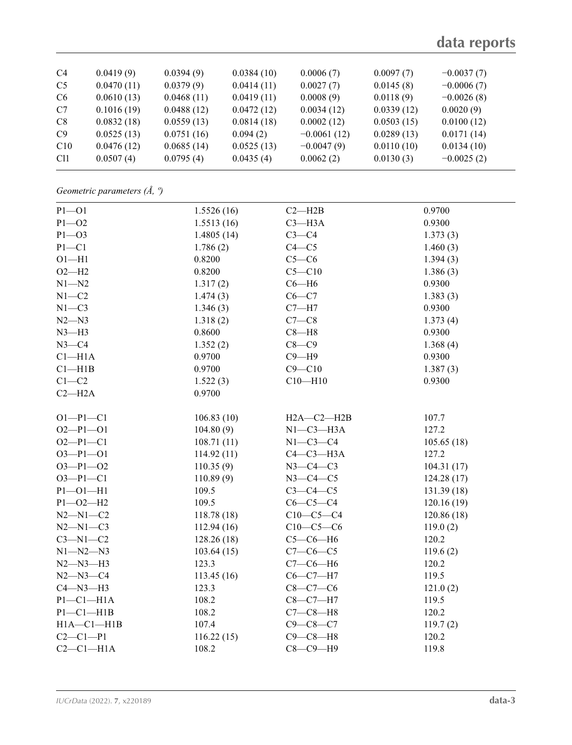| | | | | | | |
|---|---|---|---|---|---|---|
| C4 | 0.0419 (9) | 0.0394 (9) | 0.0384 (10) | 0.0006 (7) | 0.0097 (7) | −0.0037 (7) |
| C5 | 0.0470 (11) | 0.0379 (9) | 0.0414 (11) | 0.0027 (7) | 0.0145 (8) | −0.0006 (7) |
| C6 | 0.0610 (13) | 0.0468 (11) | 0.0419 (11) | 0.0008 (9) | 0.0118 (9) | −0.0026 (8) |
| C7 | 0.1016 (19) | 0.0488 (12) | 0.0472 (12) | 0.0034 (12) | 0.0339 (12) | 0.0020 (9) |
| C8 | 0.0832 (18) | 0.0559 (13) | 0.0814 (18) | 0.0002 (12) | 0.0503 (15) | 0.0100 (12) |
| C9 | 0.0525 (13) | 0.0751 (16) | 0.094 (2) | −0.0061 (12) | 0.0289 (13) | 0.0171 (14) |
| C10 | 0.0476 (12) | 0.0685 (14) | 0.0525 (13) | −0.0047 (9) | 0.0110 (10) | 0.0134 (10) |
| Cl1 | 0.0507 (4) | 0.0795 (4) | 0.0435 (4) | 0.0062 (2) | 0.0130 (3) | −0.0025 (2) |

*Geometric parameters (Å, º)*

| | | | |
|---|---|---|---|
| P1—O1 | 1.5526 (16) | C2—H2B | 0.9700 |
| P1—O2 | 1.5513 (16) | C3—H3A | 0.9300 |
| P1—O3 | 1.4805 (14) | C3—C4 | 1.373 (3) |
| P1—C1 | 1.786 (2) | C4—C5 | 1.460 (3) |
| O1—H1 | 0.8200 | C5—C6 | 1.394 (3) |
| O2—H2 | 0.8200 | C5—C10 | 1.386 (3) |
| N1—N2 | 1.317 (2) | C6—H6 | 0.9300 |
| N1—C2 | 1.474 (3) | C6—C7 | 1.383 (3) |
| N1—C3 | 1.346 (3) | C7—H7 | 0.9300 |
| N2—N3 | 1.318 (2) | C7—C8 | 1.373 (4) |
| N3—H3 | 0.8600 | C8—H8 | 0.9300 |
| N3—C4 | 1.352 (2) | C8—C9 | 1.368 (4) |
| C1—H1A | 0.9700 | C9—H9 | 0.9300 |
| C1—H1B | 0.9700 | C9—C10 | 1.387 (3) |
| C1—C2 | 1.522 (3) | C10—H10 | 0.9300 |
| C2—H2A | 0.9700 | | |
| | | | |
| O1—P1—C1 | 106.83 (10) | H2A—C2—H2B | 107.7 |
| O2—P1—O1 | 104.80 (9) | N1—C3—H3A | 127.2 |
| O2—P1—C1 | 108.71 (11) | N1—C3—C4 | 105.65 (18) |
| O3—P1—O1 | 114.92 (11) | C4—C3—H3A | 127.2 |
| O3—P1—O2 | 110.35 (9) | N3—C4—C3 | 104.31 (17) |
| O3—P1—C1 | 110.89 (9) | N3—C4—C5 | 124.28 (17) |
| P1—O1—H1 | 109.5 | C3—C4—C5 | 131.39 (18) |
| P1—O2—H2 | 109.5 | C6—C5—C4 | 120.16 (19) |
| N2—N1—C2 | 118.78 (18) | C10—C5—C4 | 120.86 (18) |
| N2—N1—C3 | 112.94 (16) | C10—C5—C6 | 119.0 (2) |
| C3—N1—C2 | 128.26 (18) | C5—C6—H6 | 120.2 |
| N1—N2—N3 | 103.64 (15) | C7—C6—C5 | 119.6 (2) |
| N2—N3—H3 | 123.3 | C7—C6—H6 | 120.2 |
| N2—N3—C4 | 113.45 (16) | C6—C7—H7 | 119.5 |
| C4—N3—H3 | 123.3 | C8—C7—C6 | 121.0 (2) |
| P1—C1—H1A | 108.2 | C8—C7—H7 | 119.5 |
| P1—C1—H1B | 108.2 | C7—C8—H8 | 120.2 |
| H1A—C1—H1B | 107.4 | C9—C8—C7 | 119.7 (2) |
| C2—C1—P1 | 116.22 (15) | C9—C8—H8 | 120.2 |
| C2—C1—H1A | 108.2 | C8—C9—H9 | 119.8 |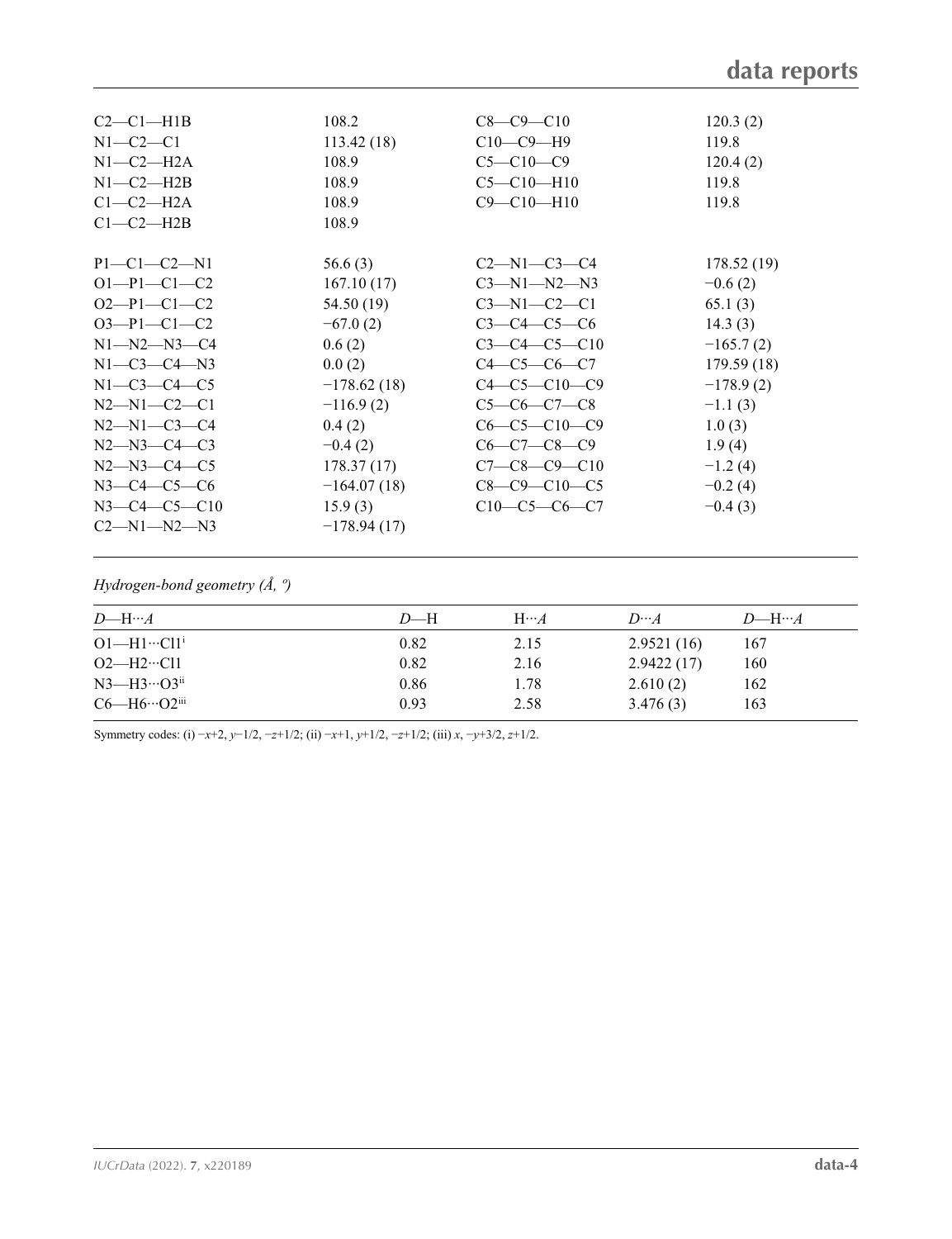| | | | |
|---|---|---|---|
| C2—C1—H1B | 108.2 | C8—C9—C10 | 120.3 (2) |
| N1—C2—C1 | 113.42 (18) | C10—C9—H9 | 119.8 |
| N1—C2—H2A | 108.9 | C5—C10—C9 | 120.4 (2) |
| N1—C2—H2B | 108.9 | C5—C10—H10 | 119.8 |
| C1—C2—H2A | 108.9 | C9—C10—H10 | 119.8 |
| C1—C2—H2B | 108.9 | | |
| | | | |
| P1—C1—C2—N1 | 56.6 (3) | C2—N1—C3—C4 | 178.52 (19) |
| O1—P1—C1—C2 | 167.10 (17) | C3—N1—N2—N3 | −0.6 (2) |
| O2—P1—C1—C2 | 54.50 (19) | C3—N1—C2—C1 | 65.1 (3) |
| O3—P1—C1—C2 | −67.0 (2) | C3—C4—C5—C6 | 14.3 (3) |
| N1—N2—N3—C4 | 0.6 (2) | C3—C4—C5—C10 | −165.7 (2) |
| N1—C3—C4—N3 | 0.0 (2) | C4—C5—C6—C7 | 179.59 (18) |
| N1—C3—C4—C5 | −178.62 (18) | C4—C5—C10—C9 | −178.9 (2) |
| N2—N1—C2—C1 | −116.9 (2) | C5—C6—C7—C8 | −1.1 (3) |
| N2—N1—C3—C4 | 0.4 (2) | C6—C5—C10—C9 | 1.0 (3) |
| N2—N3—C4—C3 | −0.4 (2) | C6—C7—C8—C9 | 1.9 (4) |
| N2—N3—C4—C5 | 178.37 (17) | C7—C8—C9—C10 | −1.2 (4) |
| N3—C4—C5—C6 | −164.07 (18) | C8—C9—C10—C5 | −0.2 (4) |
| N3—C4—C5—C10 | 15.9 (3) | C10—C5—C6—C7 | −0.4 (3) |
| C2—N1—N2—N3 | −178.94 (17) | | |

*Hydrogen-bond geometry (Å, º)*

| *D*—H···*A* | *D*—H | H···*A* | *D*···*A* | *D*—H···*A* |
|---|---|---|---|---|
| O1—H1···Cl1[i] | 0.82 | 2.15 | 2.9521 (16) | 167 |
| O2—H2···Cl1 | 0.82 | 2.16 | 2.9422 (17) | 160 |
| N3—H3···O3[ii] | 0.86 | 1.78 | 2.610 (2) | 162 |
| C6—H6···O2[iii] | 0.93 | 2.58 | 3.476 (3) | 163 |

Symmetry codes: (i) −*x*+2, *y*−1/2, −*z*+1/2; (ii) −*x*+1, *y*+1/2, −*z*+1/2; (iii) *x*, −*y*+3/2, *z*+1/2.